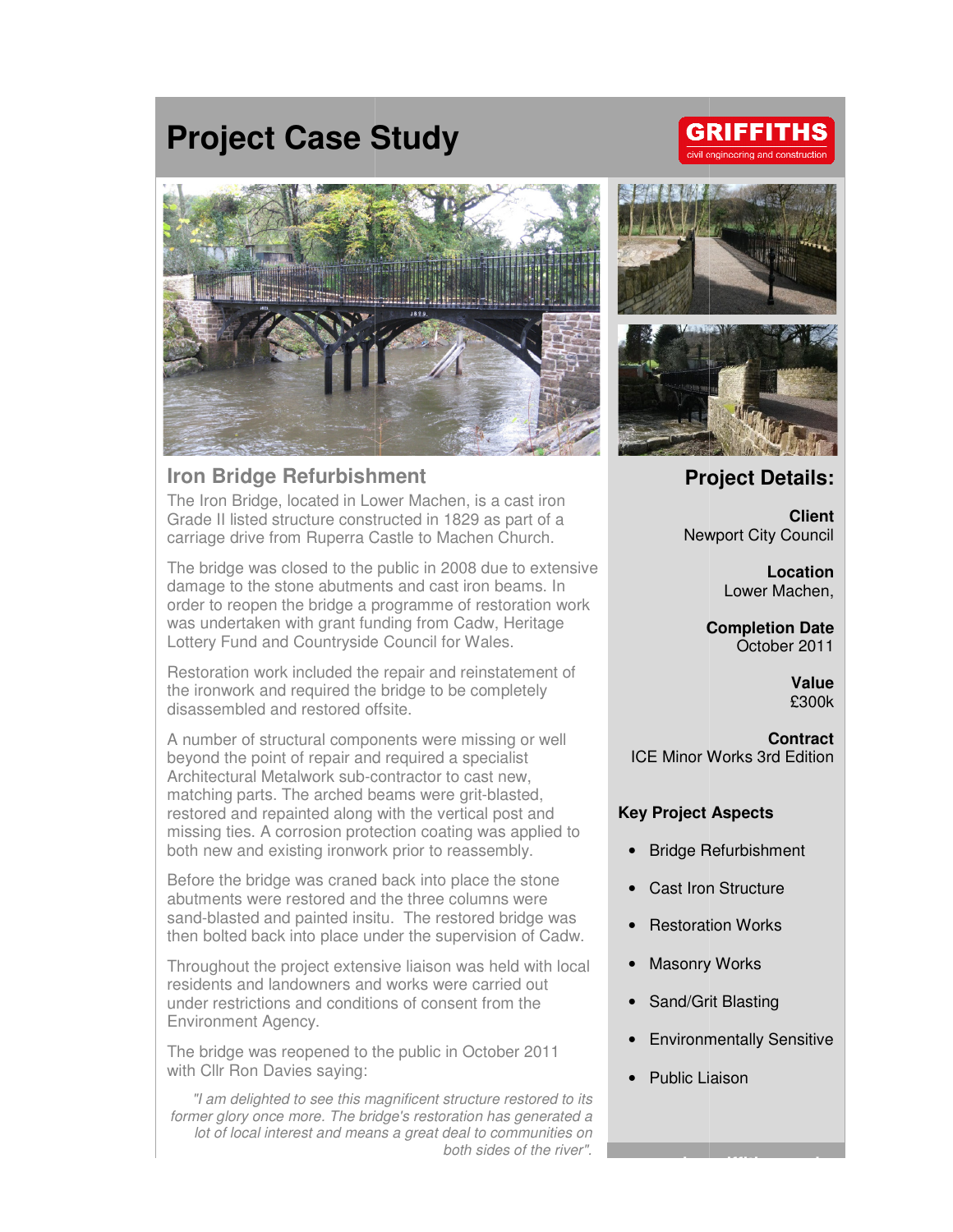# Project Case Study

GRIFFITHS
civil engineering and construction

## Iron Bridge Refurbishment

The Iron Bridge, located in Lower Machen, is a cast iron Grade II listed structure constructed in 1829 as part of a carriage drive from Ruperra Castle to Machen Church.

The bridge was closed to the public in 2008 due to extensive damage to the stone abutments and cast iron beams. In order to reopen the bridge a programme of restoration work was undertaken with grant funding from Cadw, Heritage Lottery Fund and Countryside Council for Wales.

Restoration work included the repair and reinstatement of the ironwork and required the bridge to be completely disassembled and restored offsite.

A number of structural components were missing or well beyond the point of repair and required a specialist Architectural Metalwork sub-contractor to cast new, matching parts. The arched beams were grit-blasted, restored and repainted along with the vertical post and missing ties. A corrosion protection coating was applied to both new and existing ironwork prior to reassembly.

Before the bridge was craned back into place the stone abutments were restored and the three columns were sand-blasted and painted insitu. The restored bridge was then bolted back into place under the supervision of Cadw.

Throughout the project extensive liaison was held with local residents and landowners and works were carried out under restrictions and conditions of consent from the Environment Agency.

The bridge was reopened to the public in October 2011 with Cllr Ron Davies saying:

*"I am delighted to see this magnificent structure restored to its former glory once more. The bridge's restoration has generated a lot of local interest and means a great deal to communities on both sides of the river".*

## Project Details:

**Client**
Newport City Council

**Location**
Lower Machen,

**Completion Date**
October 2011

**Value**
£300k

**Contract**
ICE Minor Works 3rd Edition

### Key Project Aspects

- Bridge Refurbishment
- Cast Iron Structure
- Restoration Works
- Masonry Works
- Sand/Grit Blasting
- Environmentally Sensitive
- Public Liaison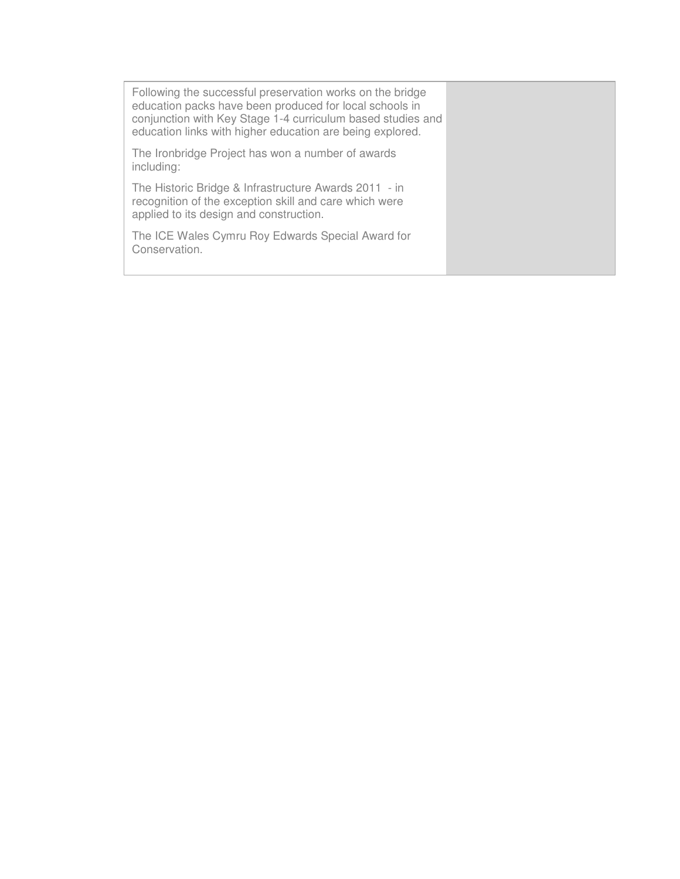Following the successful preservation works on the bridge education packs have been produced for local schools in conjunction with Key Stage 1-4 curriculum based studies and education links with higher education are being explored.

The Ironbridge Project has won a number of awards including:

The Historic Bridge & Infrastructure Awards 2011 - in recognition of the exception skill and care which were applied to its design and construction.

The ICE Wales Cymru Roy Edwards Special Award for Conservation.